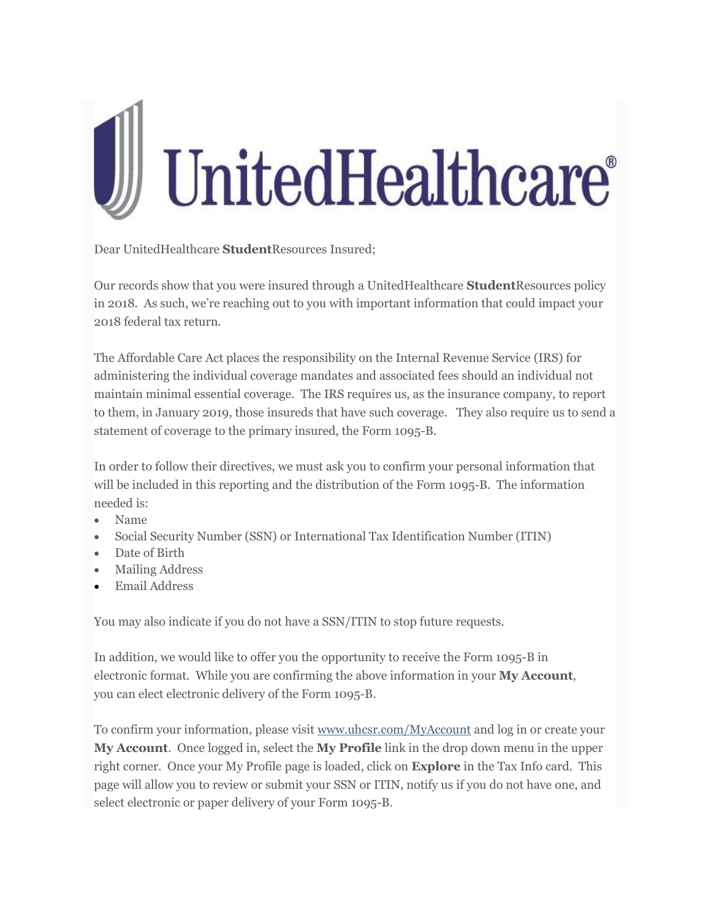UnitedHealthcare®

Dear UnitedHealthcare **Student**Resources Insured;

Our records show that you were insured through a UnitedHealthcare **Student**Resources policy in 2018. As such, we're reaching out to you with important information that could impact your 2018 federal tax return.

The Affordable Care Act places the responsibility on the Internal Revenue Service (IRS) for administering the individual coverage mandates and associated fees should an individual not maintain minimal essential coverage. The IRS requires us, as the insurance company, to report to them, in January 2019, those insureds that have such coverage. They also require us to send a statement of coverage to the primary insured, the Form 1095-B.

In order to follow their directives, we must ask you to confirm your personal information that will be included in this reporting and the distribution of the Form 1095-B. The information needed is:

- Name
- Social Security Number (SSN) or International Tax Identification Number (ITIN)
- Date of Birth
- Mailing Address
- Email Address

You may also indicate if you do not have a SSN/ITIN to stop future requests.

In addition, we would like to offer you the opportunity to receive the Form 1095-B in electronic format. While you are confirming the above information in your **My Account**, you can elect electronic delivery of the Form 1095-B.

To confirm your information, please visit [www.uhcsr.com/MyAccount](www.uhcsr.com/MyAccount) and log in or create your **My Account**. Once logged in, select the **My Profile** link in the drop down menu in the upper right corner. Once your My Profile page is loaded, click on **Explore** in the Tax Info card. This page will allow you to review or submit your SSN or ITIN, notify us if you do not have one, and select electronic or paper delivery of your Form 1095-B.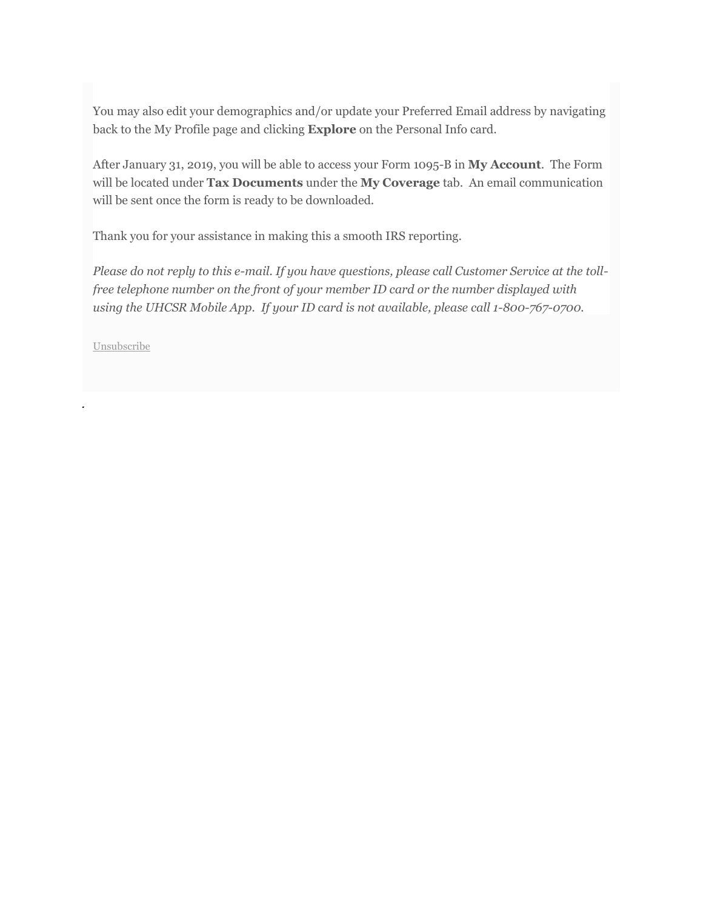You may also edit your demographics and/or update your Preferred Email address by navigating back to the My Profile page and clicking **Explore** on the Personal Info card.

After January 31, 2019, you will be able to access your Form 1095-B in **My Account**. The Form will be located under **Tax Documents** under the **My Coverage** tab. An email communication will be sent once the form is ready to be downloaded.

Thank you for your assistance in making this a smooth IRS reporting.

*Please do not reply to this e-mail. If you have questions, please call Customer Service at the toll-free telephone number on the front of your member ID card or the number displayed with using the UHCSR Mobile App. If your ID card is not available, please call 1-800-767-0700.*

Unsubscribe